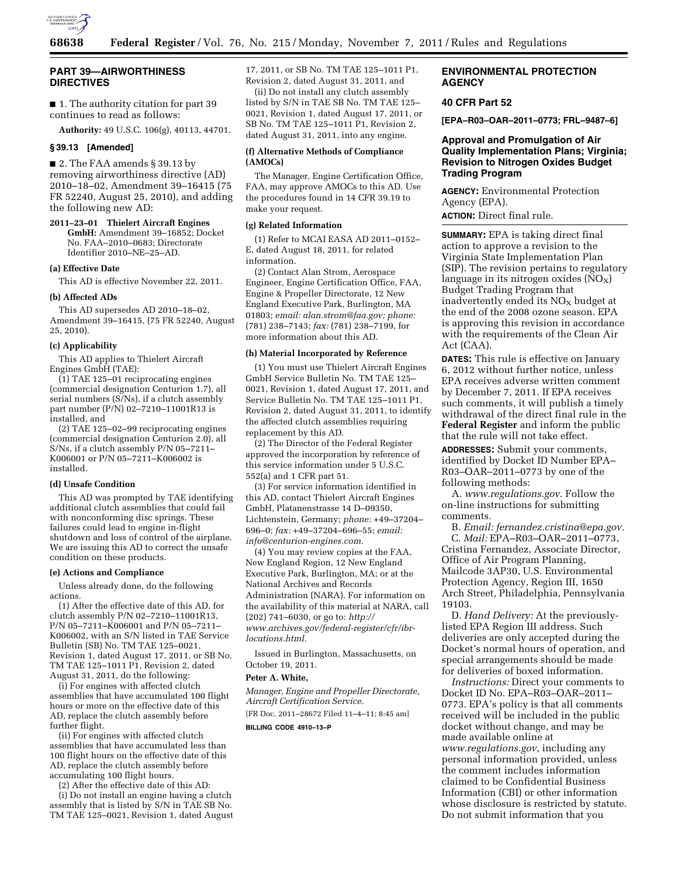## PART 39—AIRWORTHINESS DIRECTIVES

■ 1. The authority citation for part 39 continues to read as follows:

**Authority:** 49 U.S.C. 106(g), 40113, 44701.

### § 39.13 [Amended]

■ 2. The FAA amends § 39.13 by removing airworthiness directive (AD) 2010–18–02, Amendment 39–16415 (75 FR 52240, August 25, 2010), and adding the following new AD:

**2011–23–01 Thielert Aircraft Engines GmbH:** Amendment 39–16852; Docket No. FAA–2010–0683; Directorate Identifier 2010–NE–25–AD.

#### (a) Effective Date

This AD is effective November 22, 2011.

#### (b) Affected ADs

This AD supersedes AD 2010–18–02, Amendment 39–16415, (75 FR 52240, August 25, 2010).

#### (c) Applicability

This AD applies to Thielert Aircraft Engines GmbH (TAE):

(1) TAE 125–01 reciprocating engines (commercial designation Centurion 1.7), all serial numbers (S/Ns), if a clutch assembly part number (P/N) 02–7210–11001R13 is installed, and

(2) TAE 125–02–99 reciprocating engines (commercial designation Centurion 2.0), all S/Ns, if a clutch assembly P/N 05–7211–K006001 or P/N 05–7211–K006002 is installed.

#### (d) Unsafe Condition

This AD was prompted by TAE identifying additional clutch assemblies that could fail with nonconforming disc springs. These failures could lead to engine in-flight shutdown and loss of control of the airplane. We are issuing this AD to correct the unsafe condition on these products.

#### (e) Actions and Compliance

Unless already done, do the following actions.

(1) After the effective date of this AD, for clutch assembly P/N 02–7210–11001R13, P/N 05–7211–K006001 and P/N 05–7211–K006002, with an S/N listed in TAE Service Bulletin (SB) No. TM TAE 125–0021, Revision 1, dated August 17, 2011, or SB No. TM TAE 125–1011 P1, Revision 2, dated August 31, 2011, do the following:

(i) For engines with affected clutch assemblies that have accumulated 100 flight hours or more on the effective date of this AD, replace the clutch assembly before further flight.

(ii) For engines with affected clutch assemblies that have accumulated less than 100 flight hours on the effective date of this AD, replace the clutch assembly before accumulating 100 flight hours.

(2) After the effective date of this AD:

(i) Do not install an engine having a clutch assembly that is listed by S/N in TAE SB No. TM TAE 125–0021, Revision 1, dated August 17, 2011, or SB No. TM TAE 125–1011 P1, Revision 2, dated August 31, 2011, and

(ii) Do not install any clutch assembly listed by S/N in TAE SB No. TM TAE 125–0021, Revision 1, dated August 17, 2011, or SB No. TM TAE 125–1011 P1, Revision 2, dated August 31, 2011, into any engine.

#### (f) Alternative Methods of Compliance (AMOCs)

The Manager, Engine Certification Office, FAA, may approve AMOCs to this AD. Use the procedures found in 14 CFR 39.19 to make your request.

#### (g) Related Information

(1) Refer to MCAI EASA AD 2011–0152–E, dated August 18, 2011, for related information.

(2) Contact Alan Strom, Aerospace Engineer, Engine Certification Office, FAA, Engine & Propeller Directorate, 12 New England Executive Park, Burlington, MA 01803; *email: alan.strom@faa.gov; phone:* (781) 238–7143; *fax:* (781) 238–7199, for more information about this AD.

#### (h) Material Incorporated by Reference

(1) You must use Thielert Aircraft Engines GmbH Service Bulletin No. TM TAE 125–0021, Revision 1, dated August 17, 2011, and Service Bulletin No. TM TAE 125–1011 P1, Revision 2, dated August 31, 2011, to identify the affected clutch assemblies requiring replacement by this AD.

(2) The Director of the Federal Register approved the incorporation by reference of this service information under 5 U.S.C. 552(a) and 1 CFR part 51.

(3) For service information identified in this AD, contact Thielert Aircraft Engines GmbH, Platanenstrasse 14 D–09350, Lichtenstein, Germany; *phone:* +49–37204–696–0; *fax:* +49–37204–696–55; *email: info@centurion-engines.com.*

(4) You may review copies at the FAA, New England Region, 12 New England Executive Park, Burlington, MA; or at the National Archives and Records Administration (NARA). For information on the availability of this material at NARA, call (202) 741–6030, or go to: *http://www.archives.gov/federal-register/cfr/ibr-locations.html.*

Issued in Burlington, Massachusetts, on October 19, 2011.

**Peter A. White,**

*Manager, Engine and Propeller Directorate, Aircraft Certification Service.*

[FR Doc. 2011–28672 Filed 11–4–11; 8:45 am]

**BILLING CODE 4910–13–P**

## ENVIRONMENTAL PROTECTION AGENCY

### 40 CFR Part 52

**[EPA–R03–OAR–2011–0773; FRL–9487–6]**

### Approval and Promulgation of Air Quality Implementation Plans; Virginia; Revision to Nitrogen Oxides Budget Trading Program

**AGENCY:** Environmental Protection Agency (EPA).

**ACTION:** Direct final rule.

**SUMMARY:** EPA is taking direct final action to approve a revision to the Virginia State Implementation Plan (SIP). The revision pertains to regulatory language in its nitrogen oxides ($NO_X$) Budget Trading Program that inadvertently ended its $NO_X$ budget at the end of the 2008 ozone season. EPA is approving this revision in accordance with the requirements of the Clean Air Act (CAA).

**DATES:** This rule is effective on January 6, 2012 without further notice, unless EPA receives adverse written comment by December 7, 2011. If EPA receives such comments, it will publish a timely withdrawal of the direct final rule in the **Federal Register** and inform the public that the rule will not take effect.

**ADDRESSES:** Submit your comments, identified by Docket ID Number EPA–R03–OAR–2011–0773 by one of the following methods:

A. *www.regulations.gov*. Follow the on-line instructions for submitting comments.

B. *Email: fernandez.cristina@epa.gov.*

C. *Mail:* EPA–R03–OAR–2011–0773, Cristina Fernandez, Associate Director, Office of Air Program Planning, Mailcode 3AP30, U.S. Environmental Protection Agency, Region III, 1650 Arch Street, Philadelphia, Pennsylvania 19103.

D. *Hand Delivery:* At the previously-listed EPA Region III address. Such deliveries are only accepted during the Docket's normal hours of operation, and special arrangements should be made for deliveries of boxed information.

*Instructions:* Direct your comments to Docket ID No. EPA–R03–OAR–2011–0773. EPA's policy is that all comments received will be included in the public docket without change, and may be made available online at *www.regulations.gov*, including any personal information provided, unless the comment includes information claimed to be Confidential Business Information (CBI) or other information whose disclosure is restricted by statute. Do not submit information that you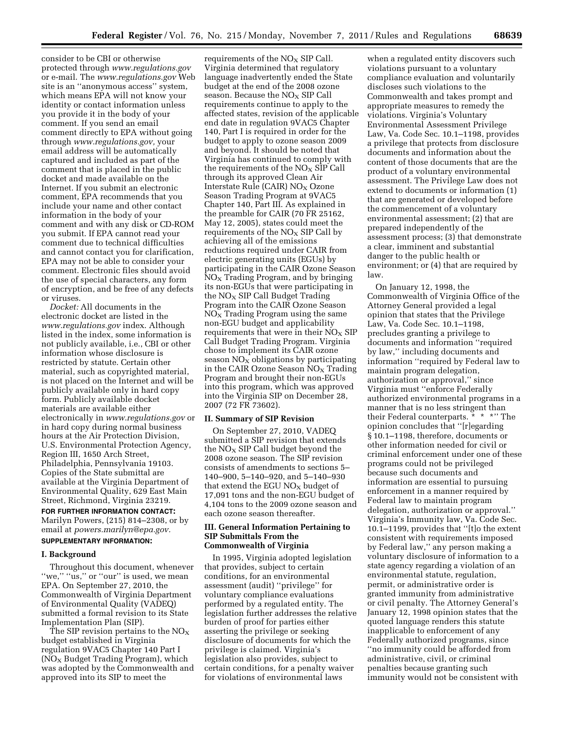consider to be CBI or otherwise protected through *www.regulations.gov* or e-mail. The *www.regulations.gov* Web site is an ''anonymous access'' system, which means EPA will not know your identity or contact information unless you provide it in the body of your comment. If you send an email comment directly to EPA without going through *www.regulations.gov,* your email address will be automatically captured and included as part of the comment that is placed in the public docket and made available on the Internet. If you submit an electronic comment, EPA recommends that you include your name and other contact information in the body of your comment and with any disk or CD-ROM you submit. If EPA cannot read your comment due to technical difficulties and cannot contact you for clarification, EPA may not be able to consider your comment. Electronic files should avoid the use of special characters, any form of encryption, and be free of any defects or viruses.

*Docket:* All documents in the electronic docket are listed in the *www.regulations.gov* index. Although listed in the index, some information is not publicly available, i.e., CBI or other information whose disclosure is restricted by statute. Certain other material, such as copyrighted material, is not placed on the Internet and will be publicly available only in hard copy form. Publicly available docket materials are available either electronically in *www.regulations.gov* or in hard copy during normal business hours at the Air Protection Division, U.S. Environmental Protection Agency, Region III, 1650 Arch Street, Philadelphia, Pennsylvania 19103. Copies of the State submittal are available at the Virginia Department of Environmental Quality, 629 East Main Street, Richmond, Virginia 23219.

**FOR FURTHER INFORMATION CONTACT:** Marilyn Powers, (215) 814–2308, or by email at *powers.marilyn@epa.gov.*

**SUPPLEMENTARY INFORMATION:**

## I. Background

Throughout this document, whenever ''we,'' ''us,'' or ''our'' is used, we mean EPA. On September 27, 2010, the Commonwealth of Virginia Department of Environmental Quality (VADEQ) submitted a formal revision to its State Implementation Plan (SIP).

The SIP revision pertains to the $NO_X$ budget established in Virginia regulation 9VAC5 Chapter 140 Part I ($NO_X$ Budget Trading Program), which was adopted by the Commonwealth and approved into its SIP to meet the requirements of the $NO_X$ SIP Call. Virginia determined that regulatory language inadvertently ended the State budget at the end of the 2008 ozone season. Because the $NO_X$ SIP Call requirements continue to apply to the affected states, revision of the applicable end date in regulation 9VAC5 Chapter 140, Part I is required in order for the budget to apply to ozone season 2009 and beyond. It should be noted that Virginia has continued to comply with the requirements of the $NO_X$ SIP Call through its approved Clean Air Interstate Rule (CAIR) $NO_X$ Ozone Season Trading Program at 9VAC5 Chapter 140, Part III. As explained in the preamble for CAIR (70 FR 25162, May 12, 2005), states could meet the requirements of the $NO_X$ SIP Call by achieving all of the emissions reductions required under CAIR from electric generating units (EGUs) by participating in the CAIR Ozone Season $NO_X$ Trading Program, and by bringing its non-EGUs that were participating in the $NO_X$ SIP Call Budget Trading Program into the CAIR Ozone Season $NO_X$ Trading Program using the same non-EGU budget and applicability requirements that were in their $NO_X$ SIP Call Budget Trading Program. Virginia chose to implement its CAIR ozone season $NO_X$ obligations by participating in the CAIR Ozone Season $NO_X$ Trading Program and brought their non-EGUs into this program, which was approved into the Virginia SIP on December 28, 2007 (72 FR 73602).

## II. Summary of SIP Revision

On September 27, 2010, VADEQ submitted a SIP revision that extends the $NO_X$ SIP Call budget beyond the 2008 ozone season. The SIP revision consists of amendments to sections 5–140–900, 5–140–920, and 5–140–930 that extend the EGU $NO_X$ budget of 17,091 tons and the non-EGU budget of 4,104 tons to the 2009 ozone season and each ozone season thereafter.

## III. General Information Pertaining to SIP Submittals From the Commonwealth of Virginia

In 1995, Virginia adopted legislation that provides, subject to certain conditions, for an environmental assessment (audit) ''privilege'' for voluntary compliance evaluations performed by a regulated entity. The legislation further addresses the relative burden of proof for parties either asserting the privilege or seeking disclosure of documents for which the privilege is claimed. Virginia's legislation also provides, subject to certain conditions, for a penalty waiver for violations of environmental laws when a regulated entity discovers such violations pursuant to a voluntary compliance evaluation and voluntarily discloses such violations to the Commonwealth and takes prompt and appropriate measures to remedy the violations. Virginia's Voluntary Environmental Assessment Privilege Law, Va. Code Sec. 10.1–1198, provides a privilege that protects from disclosure documents and information about the content of those documents that are the product of a voluntary environmental assessment. The Privilege Law does not extend to documents or information (1) that are generated or developed before the commencement of a voluntary environmental assessment; (2) that are prepared independently of the assessment process; (3) that demonstrate a clear, imminent and substantial danger to the public health or environment; or (4) that are required by law.

On January 12, 1998, the Commonwealth of Virginia Office of the Attorney General provided a legal opinion that states that the Privilege Law, Va. Code Sec. 10.1–1198, precludes granting a privilege to documents and information ''required by law,'' including documents and information ''required by Federal law to maintain program delegation, authorization or approval,'' since Virginia must ''enforce Federally authorized environmental programs in a manner that is no less stringent than their Federal counterparts. * * *'' The opinion concludes that ''[r]egarding § 10.1–1198, therefore, documents or other information needed for civil or criminal enforcement under one of these programs could not be privileged because such documents and information are essential to pursuing enforcement in a manner required by Federal law to maintain program delegation, authorization or approval.'' Virginia's Immunity law, Va. Code Sec. 10.1–1199, provides that ''[t]o the extent consistent with requirements imposed by Federal law,'' any person making a voluntary disclosure of information to a state agency regarding a violation of an environmental statute, regulation, permit, or administrative order is granted immunity from administrative or civil penalty. The Attorney General's January 12, 1998 opinion states that the quoted language renders this statute inapplicable to enforcement of any Federally authorized programs, since ''no immunity could be afforded from administrative, civil, or criminal penalties because granting such immunity would not be consistent with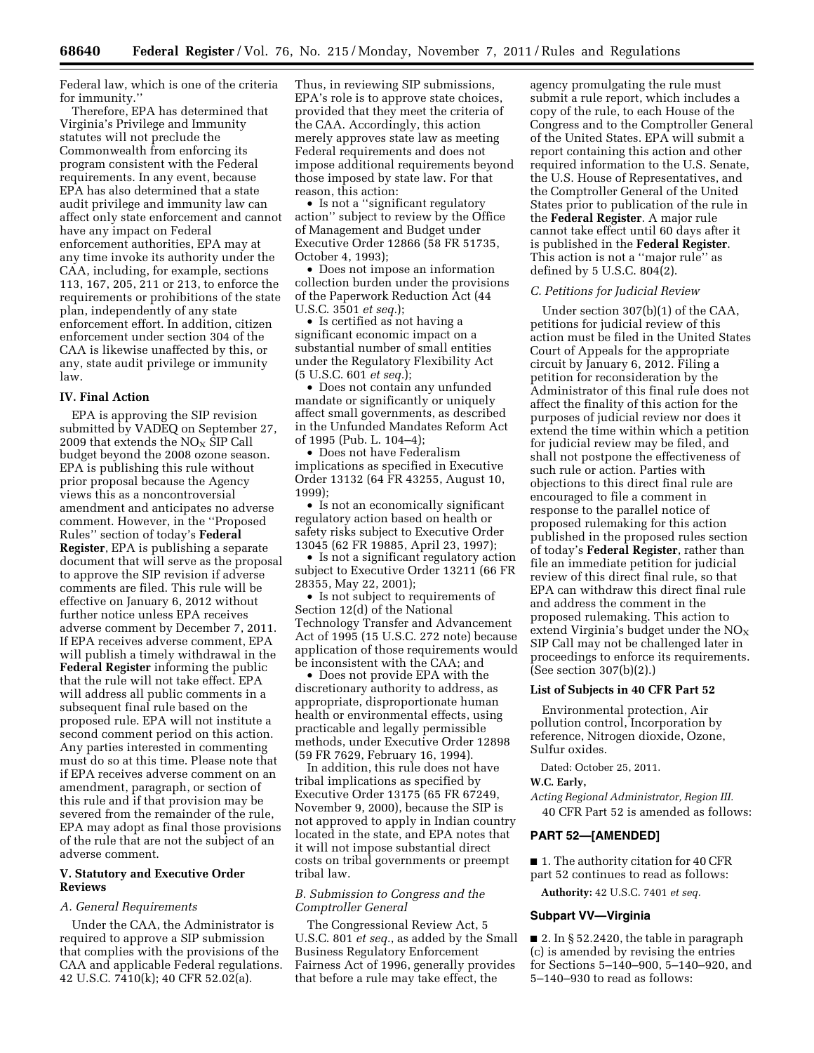Federal law, which is one of the criteria for immunity.''

Therefore, EPA has determined that Virginia's Privilege and Immunity statutes will not preclude the Commonwealth from enforcing its program consistent with the Federal requirements. In any event, because EPA has also determined that a state audit privilege and immunity law can affect only state enforcement and cannot have any impact on Federal enforcement authorities, EPA may at any time invoke its authority under the CAA, including, for example, sections 113, 167, 205, 211 or 213, to enforce the requirements or prohibitions of the state plan, independently of any state enforcement effort. In addition, citizen enforcement under section 304 of the CAA is likewise unaffected by this, or any, state audit privilege or immunity law.

## IV. Final Action

EPA is approving the SIP revision submitted by VADEQ on September 27, 2009 that extends the $NO_X$ SIP Call budget beyond the 2008 ozone season. EPA is publishing this rule without prior proposal because the Agency views this as a noncontroversial amendment and anticipates no adverse comment. However, in the ''Proposed Rules'' section of today's **Federal Register**, EPA is publishing a separate document that will serve as the proposal to approve the SIP revision if adverse comments are filed. This rule will be effective on January 6, 2012 without further notice unless EPA receives adverse comment by December 7, 2011. If EPA receives adverse comment, EPA will publish a timely withdrawal in the **Federal Register** informing the public that the rule will not take effect. EPA will address all public comments in a subsequent final rule based on the proposed rule. EPA will not institute a second comment period on this action. Any parties interested in commenting must do so at this time. Please note that if EPA receives adverse comment on an amendment, paragraph, or section of this rule and if that provision may be severed from the remainder of the rule, EPA may adopt as final those provisions of the rule that are not the subject of an adverse comment.

## V. Statutory and Executive Order Reviews

### *A. General Requirements*

Under the CAA, the Administrator is required to approve a SIP submission that complies with the provisions of the CAA and applicable Federal regulations. 42 U.S.C. 7410(k); 40 CFR 52.02(a). Thus, in reviewing SIP submissions, EPA's role is to approve state choices, provided that they meet the criteria of the CAA. Accordingly, this action merely approves state law as meeting Federal requirements and does not impose additional requirements beyond those imposed by state law. For that reason, this action:

- Is not a ''significant regulatory action'' subject to review by the Office of Management and Budget under Executive Order 12866 (58 FR 51735, October 4, 1993);
- Does not impose an information collection burden under the provisions of the Paperwork Reduction Act (44 U.S.C. 3501 *et seq.*);
- Is certified as not having a significant economic impact on a substantial number of small entities under the Regulatory Flexibility Act (5 U.S.C. 601 *et seq.*);
- Does not contain any unfunded mandate or significantly or uniquely affect small governments, as described in the Unfunded Mandates Reform Act of 1995 (Pub. L. 104–4);
- Does not have Federalism implications as specified in Executive Order 13132 (64 FR 43255, August 10, 1999);
- Is not an economically significant regulatory action based on health or safety risks subject to Executive Order 13045 (62 FR 19885, April 23, 1997);
- Is not a significant regulatory action subject to Executive Order 13211 (66 FR 28355, May 22, 2001);
- Is not subject to requirements of Section 12(d) of the National Technology Transfer and Advancement Act of 1995 (15 U.S.C. 272 note) because application of those requirements would be inconsistent with the CAA; and
- Does not provide EPA with the discretionary authority to address, as appropriate, disproportionate human health or environmental effects, using practicable and legally permissible methods, under Executive Order 12898 (59 FR 7629, February 16, 1994).

In addition, this rule does not have tribal implications as specified by Executive Order 13175 (65 FR 67249, November 9, 2000), because the SIP is not approved to apply in Indian country located in the state, and EPA notes that it will not impose substantial direct costs on tribal governments or preempt tribal law.

### *B. Submission to Congress and the Comptroller General*

The Congressional Review Act, 5 U.S.C. 801 *et seq.*, as added by the Small Business Regulatory Enforcement Fairness Act of 1996, generally provides that before a rule may take effect, the agency promulgating the rule must submit a rule report, which includes a copy of the rule, to each House of the Congress and to the Comptroller General of the United States. EPA will submit a report containing this action and other required information to the U.S. Senate, the U.S. House of Representatives, and the Comptroller General of the United States prior to publication of the rule in the **Federal Register**. A major rule cannot take effect until 60 days after it is published in the **Federal Register**. This action is not a ''major rule'' as defined by 5 U.S.C. 804(2).

### *C. Petitions for Judicial Review*

Under section 307(b)(1) of the CAA, petitions for judicial review of this action must be filed in the United States Court of Appeals for the appropriate circuit by January 6, 2012. Filing a petition for reconsideration by the Administrator of this final rule does not affect the finality of this action for the purposes of judicial review nor does it extend the time within which a petition for judicial review may be filed, and shall not postpone the effectiveness of such rule or action. Parties with objections to this direct final rule are encouraged to file a comment in response to the parallel notice of proposed rulemaking for this action published in the proposed rules section of today's **Federal Register**, rather than file an immediate petition for judicial review of this direct final rule, so that EPA can withdraw this direct final rule and address the comment in the proposed rulemaking. This action to extend Virginia's budget under the $NO_X$ SIP Call may not be challenged later in proceedings to enforce its requirements. (See section 307(b)(2).)

### List of Subjects in 40 CFR Part 52

Environmental protection, Air pollution control, Incorporation by reference, Nitrogen dioxide, Ozone, Sulfur oxides.

Dated: October 25, 2011.

**W.C. Early,**

*Acting Regional Administrator, Region III.*

40 CFR Part 52 is amended as follows:

## PART 52—[AMENDED]

■ 1. The authority citation for 40 CFR part 52 continues to read as follows:

**Authority:** 42 U.S.C. 7401 *et seq.*

### Subpart VV—Virginia

■ 2. In § 52.2420, the table in paragraph (c) is amended by revising the entries for Sections 5–140–900, 5–140–920, and 5–140–930 to read as follows: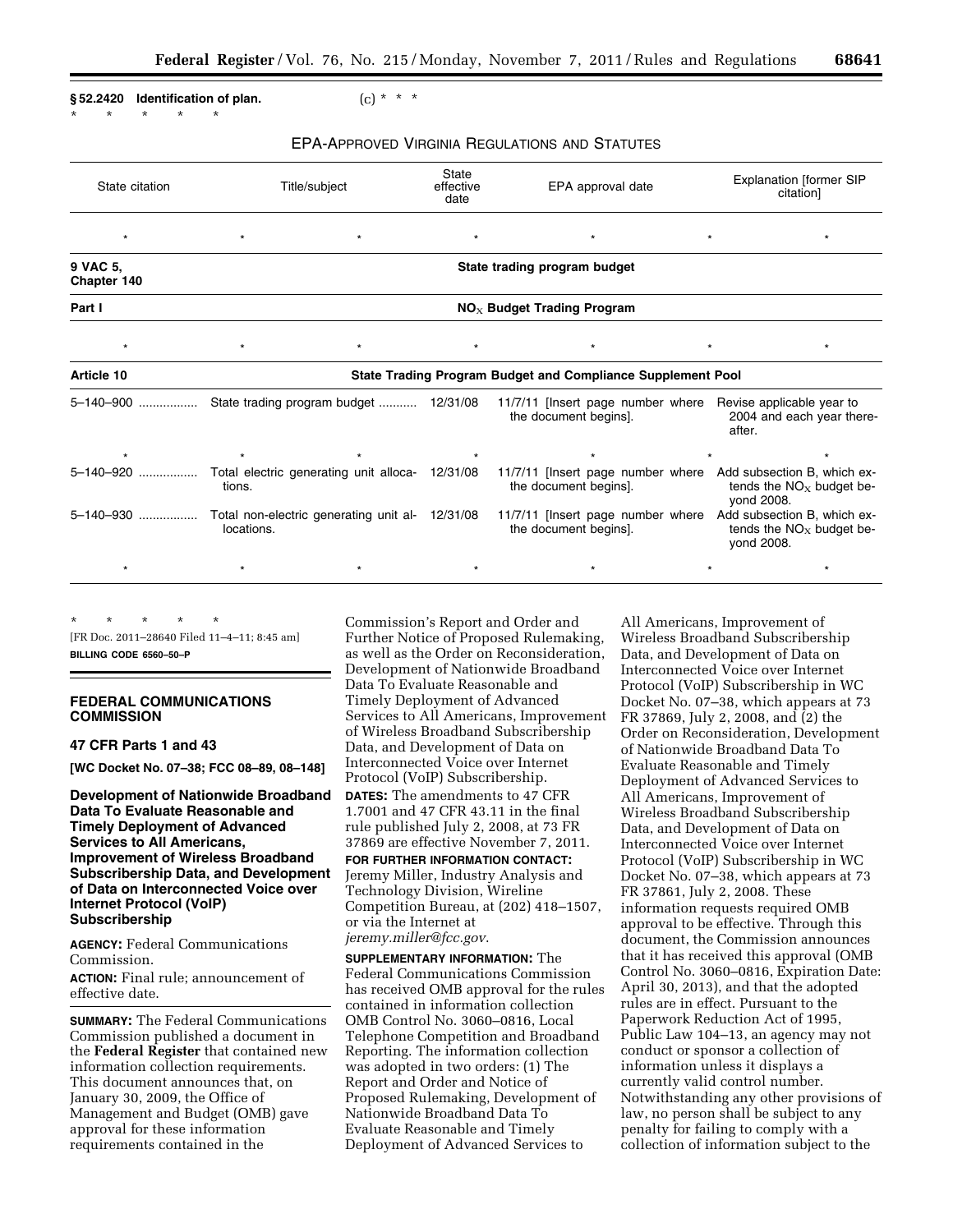**§ 52.2420 Identification of plan.**

\* \* \* \* \*

(c) \* \* \*

EPA-APPROVED VIRGINIA REGULATIONS AND STATUTES

| State citation | Title/subject | State effective date | EPA approval date | Explanation [former SIP citation] |
|---|---|---|---|---|
| * | * | * | * | * |
| **9 VAC 5, Chapter 140** | **State trading program budget** | | | |
| **Part I** | **$NO_X$ Budget Trading Program** | | | |
| * | * | * | * | * |
| **Article 10** | **State Trading Program Budget and Compliance Supplement Pool** | | | |
| 5–140–900 | State trading program budget | 12/31/08 | 11/7/11 [Insert page number where the document begins]. | Revise applicable year to 2004 and each year thereafter. |
| * | * | * | * | * |
| 5–140–920 | Total electric generating unit allocations. | 12/31/08 | 11/7/11 [Insert page number where the document begins]. | Add subsection B, which extends the $NO_X$ budget beyond 2008. |
| 5–140–930 | Total non-electric generating unit allocations. | 12/31/08 | 11/7/11 [Insert page number where the document begins]. | Add subsection B, which extends the $NO_X$ budget beyond 2008. |
| * | * | * | * | * |

\* \* \* \* \*

[FR Doc. 2011–28640 Filed 11–4–11; 8:45 am]

**BILLING CODE 6560–50–P**

## FEDERAL COMMUNICATIONS COMMISSION

### 47 CFR Parts 1 and 43

**[WC Docket No. 07–38; FCC 08–89, 08–148]**

### Development of Nationwide Broadband Data To Evaluate Reasonable and Timely Deployment of Advanced Services to All Americans, Improvement of Wireless Broadband Subscribership Data, and Development of Data on Interconnected Voice over Internet Protocol (VoIP) Subscribership

**AGENCY:** Federal Communications Commission.

**ACTION:** Final rule; announcement of effective date.

**SUMMARY:** The Federal Communications Commission published a document in the **Federal Register** that contained new information collection requirements. This document announces that, on January 30, 2009, the Office of Management and Budget (OMB) gave approval for these information requirements contained in the Commission's Report and Order and Further Notice of Proposed Rulemaking, as well as the Order on Reconsideration, Development of Nationwide Broadband Data To Evaluate Reasonable and Timely Deployment of Advanced Services to All Americans, Improvement of Wireless Broadband Subscribership Data, and Development of Data on Interconnected Voice over Internet Protocol (VoIP) Subscribership.

**DATES:** The amendments to 47 CFR 1.7001 and 47 CFR 43.11 in the final rule published July 2, 2008, at 73 FR 37869 are effective November 7, 2011.

**FOR FURTHER INFORMATION CONTACT:** Jeremy Miller, Industry Analysis and Technology Division, Wireline Competition Bureau, at (202) 418–1507, or via the Internet at *jeremy.miller@fcc.gov*.

**SUPPLEMENTARY INFORMATION:** The Federal Communications Commission has received OMB approval for the rules contained in information collection OMB Control No. 3060–0816, Local Telephone Competition and Broadband Reporting. The information collection was adopted in two orders: (1) The Report and Order and Notice of Proposed Rulemaking, Development of Nationwide Broadband Data To Evaluate Reasonable and Timely Deployment of Advanced Services to All Americans, Improvement of Wireless Broadband Subscribership Data, and Development of Data on Interconnected Voice over Internet Protocol (VoIP) Subscribership in WC Docket No. 07–38, which appears at 73 FR 37869, July 2, 2008, and (2) the Order on Reconsideration, Development of Nationwide Broadband Data To Evaluate Reasonable and Timely Deployment of Advanced Services to All Americans, Improvement of Wireless Broadband Subscribership Data, and Development of Data on Interconnected Voice over Internet Protocol (VoIP) Subscribership in WC Docket No. 07–38, which appears at 73 FR 37861, July 2, 2008. These information requests required OMB approval to be effective. Through this document, the Commission announces that it has received this approval (OMB Control No. 3060–0816, Expiration Date: April 30, 2013), and that the adopted rules are in effect. Pursuant to the Paperwork Reduction Act of 1995, Public Law 104–13, an agency may not conduct or sponsor a collection of information unless it displays a currently valid control number. Notwithstanding any other provisions of law, no person shall be subject to any penalty for failing to comply with a collection of information subject to the